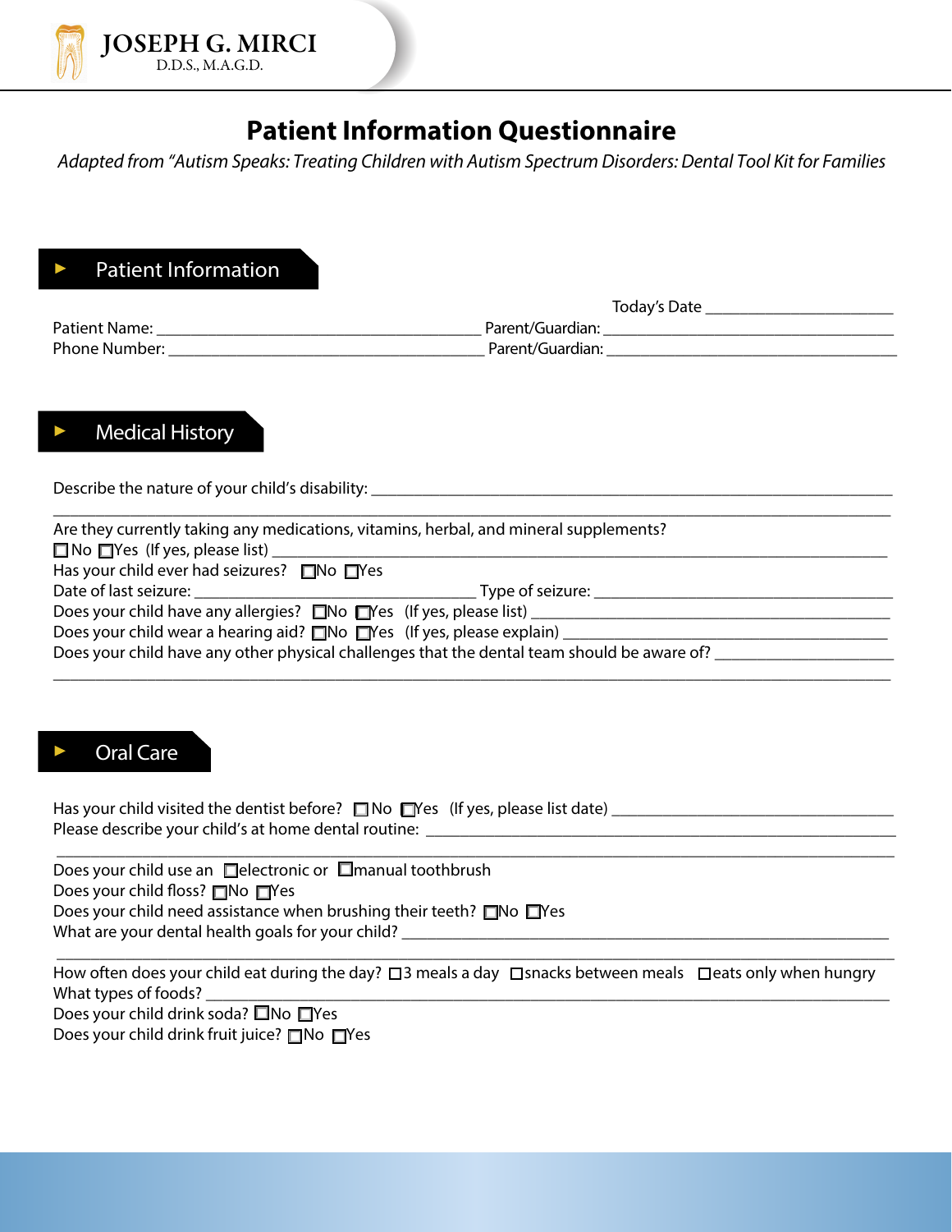**JOSEPH G. MIRCI**
D.D.S., M.A.G.D.

# Patient Information Questionnaire

*Adapted from "Autism Speaks: Treating Children with Autism Spectrum Disorders: Dental Tool Kit for Families*

## Patient Information

Today's Date ______________________

Patient Name: ________________________________________ Parent/Guardian: ____________________________________

Phone Number: ________________________________________ Parent/Guardian: ____________________________________

## Medical History

Describe the nature of your child's disability: ______________________________________________________________

______________________________________________________________________________________________________

Are they currently taking any medications, vitamins, herbal, and mineral supplements?

☐No ☐Yes (If yes, please list) ______________________________________________________________________

Has your child ever had seizures? ☐No ☐Yes

Date of last seizure: ___________________________________ Type of seizure: _____________________________________

Does your child have any allergies? ☐No ☐Yes (If yes, please list) _____________________________________________

Does your child wear a hearing aid? ☐No ☐Yes (If yes, please explain) __________________________________________

Does your child have any other physical challenges that the dental team should be aware of? ______________________

______________________________________________________________________________________________________

## Oral Care

Has your child visited the dentist before? ☐No ☐Yes (If yes, please list date) ___________________________________

Please describe your child's at home dental routine: ________________________________________________________

______________________________________________________________________________________________________

Does your child use an ☐electronic or ☐manual toothbrush

Does your child floss? ☐No ☐Yes

Does your child need assistance when brushing their teeth? ☐No ☐Yes

What are your dental health goals for your child? ___________________________________________________________

______________________________________________________________________________________________________

How often does your child eat during the day? ☐3 meals a day ☐snacks between meals ☐eats only when hungry

What types of foods? _________________________________________________________________________________

Does your child drink soda? ☐No ☐Yes

Does your child drink fruit juice? ☐No ☐Yes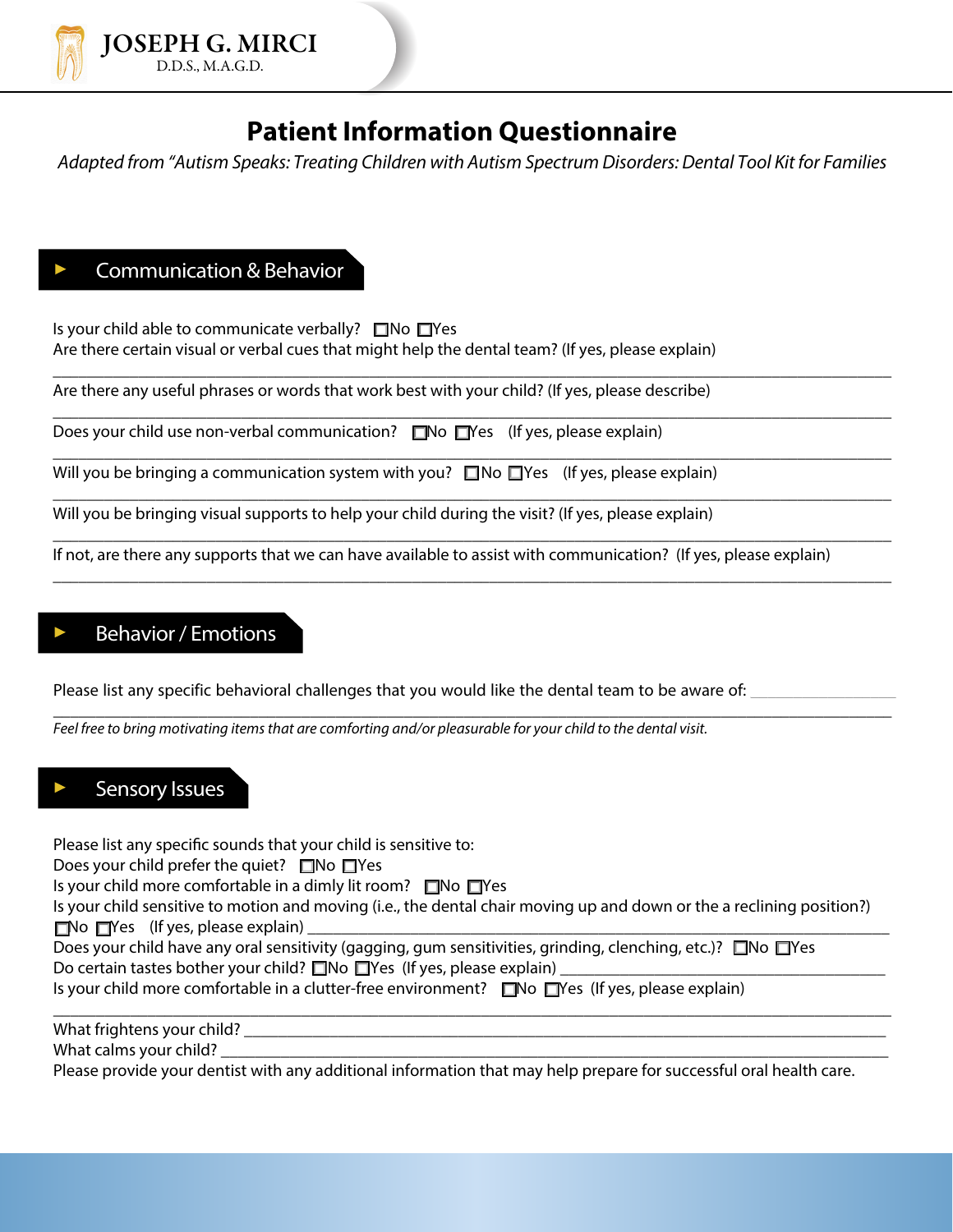JOSEPH G. MIRCI
D.D.S., M.A.G.D.

# Patient Information Questionnaire

*Adapted from "Autism Speaks: Treating Children with Autism Spectrum Disorders: Dental Tool Kit for Families*

## Communication & Behavior

Is your child able to communicate verbally? ☐No ☐Yes

Are there certain visual or verbal cues that might help the dental team? (If yes, please explain)

___

Are there any useful phrases or words that work best with your child? (If yes, please describe)

___

Does your child use non-verbal communication? ☐No ☐Yes (If yes, please explain)

___

Will you be bringing a communication system with you? ☐No ☐Yes (If yes, please explain)

___

Will you be bringing visual supports to help your child during the visit? (If yes, please explain)

___

If not, are there any supports that we can have available to assist with communication? (If yes, please explain)

___

## Behavior / Emotions

Please list any specific behavioral challenges that you would like the dental team to be aware of: ___

___

*Feel free to bring motivating items that are comforting and/or pleasurable for your child to the dental visit.*

## Sensory Issues

Please list any specific sounds that your child is sensitive to:

Does your child prefer the quiet? ☐No ☐Yes

Is your child more comfortable in a dimly lit room? ☐No ☐Yes

Is your child sensitive to motion and moving (i.e., the dental chair moving up and down or the a reclining position?)

☐No ☐Yes (If yes, please explain) ___

Does your child have any oral sensitivity (gagging, gum sensitivities, grinding, clenching, etc.)? ☐No ☐Yes

Do certain tastes bother your child? ☐No ☐Yes (If yes, please explain) ___

Is your child more comfortable in a clutter-free environment? ☐No ☐Yes (If yes, please explain)

___

What frightens your child? ___

What calms your child? ___

Please provide your dentist with any additional information that may help prepare for successful oral health care.